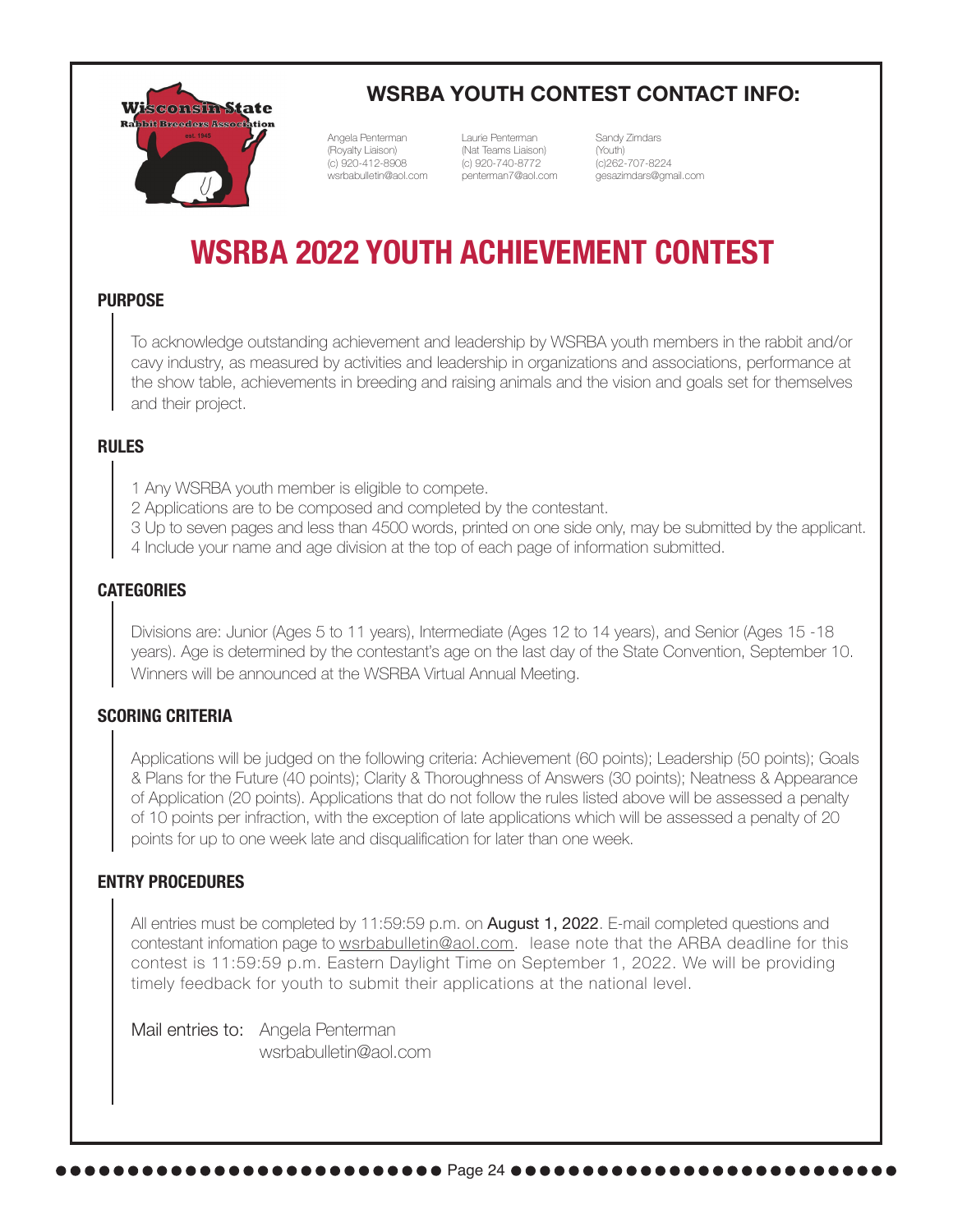## WSRBA YOUTH CONTEST CONTACT INFO:

Angela Penterman
(Royalty Liaison)
(c) 920-412-8908
wsrbabulletin@aol.com

Laurie Penterman
(Nat Teams Liaison)
(c) 920-740-8772
penterman7@aol.com

Sandy Zimdars
(Youth)
(c)262-707-8224
gesazimdars@gmail.com

# WSRBA 2022 YOUTH ACHIEVEMENT CONTEST

### PURPOSE

To acknowledge outstanding achievement and leadership by WSRBA youth members in the rabbit and/or cavy industry, as measured by activities and leadership in organizations and associations, performance at the show table, achievements in breeding and raising animals and the vision and goals set for themselves and their project.

### RULES

1 Any WSRBA youth member is eligible to compete.
2 Applications are to be composed and completed by the contestant.
3 Up to seven pages and less than 4500 words, printed on one side only, may be submitted by the applicant.
4 Include your name and age division at the top of each page of information submitted.

### CATEGORIES

Divisions are: Junior (Ages 5 to 11 years), Intermediate (Ages 12 to 14 years), and Senior (Ages 15 -18 years). Age is determined by the contestant's age on the last day of the State Convention, September 10. Winners will be announced at the WSRBA Virtual Annual Meeting.

### SCORING CRITERIA

Applications will be judged on the following criteria: Achievement (60 points); Leadership (50 points); Goals & Plans for the Future (40 points); Clarity & Thoroughness of Answers (30 points); Neatness & Appearance of Application (20 points). Applications that do not follow the rules listed above will be assessed a penalty of 10 points per infraction, with the exception of late applications which will be assessed a penalty of 20 points for up to one week late and disqualification for later than one week.

### ENTRY PROCEDURES

All entries must be completed by 11:59:59 p.m. on **August 1, 2022**. E-mail completed questions and contestant infomation page to wsrbabulletin@aol.com. lease note that the ARBA deadline for this contest is 11:59:59 p.m. Eastern Daylight Time on September 1, 2022. We will be providing timely feedback for youth to submit their applications at the national level.

Mail entries to: Angela Penterman
wsrbabulletin@aol.com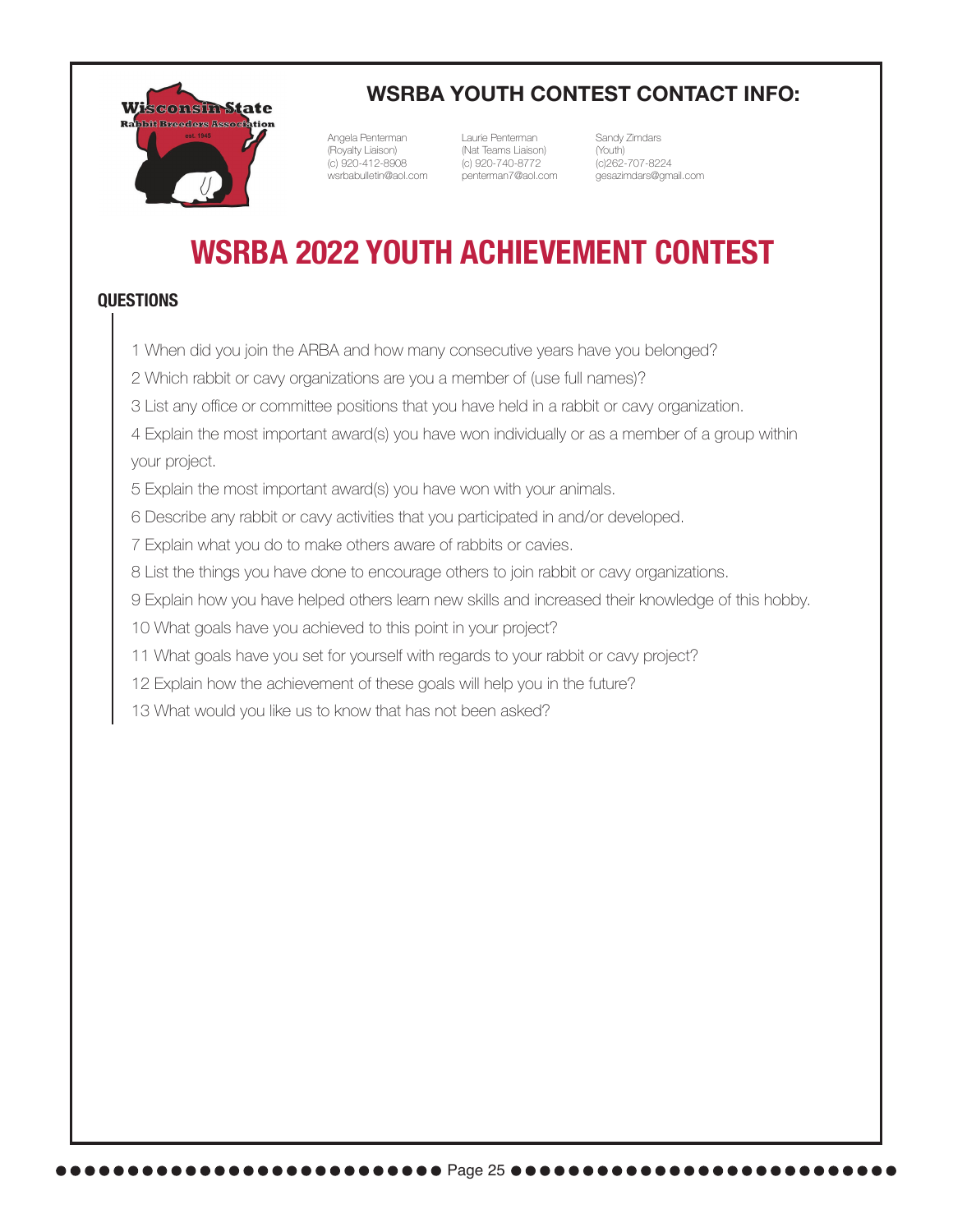## WSRBA YOUTH CONTEST CONTACT INFO:

Angela Penterman
(Royalty Liaison)
(c) 920-412-8908
wsrbabulletin@aol.com

Laurie Penterman
(Nat Teams Liaison)
(c) 920-740-8772
penterman7@aol.com

Sandy Zimdars
(Youth)
(c)262-707-8224
gesazimdars@gmail.com

# WSRBA 2022 YOUTH ACHIEVEMENT CONTEST

### QUESTIONS

1 When did you join the ARBA and how many consecutive years have you belonged?

2 Which rabbit or cavy organizations are you a member of (use full names)?

3 List any office or committee positions that you have held in a rabbit or cavy organization.

4 Explain the most important award(s) you have won individually or as a member of a group within your project.

5 Explain the most important award(s) you have won with your animals.

6 Describe any rabbit or cavy activities that you participated in and/or developed.

7 Explain what you do to make others aware of rabbits or cavies.

8 List the things you have done to encourage others to join rabbit or cavy organizations.

9 Explain how you have helped others learn new skills and increased their knowledge of this hobby.

10 What goals have you achieved to this point in your project?

11 What goals have you set for yourself with regards to your rabbit or cavy project?

12 Explain how the achievement of these goals will help you in the future?

13 What would you like us to know that has not been asked?